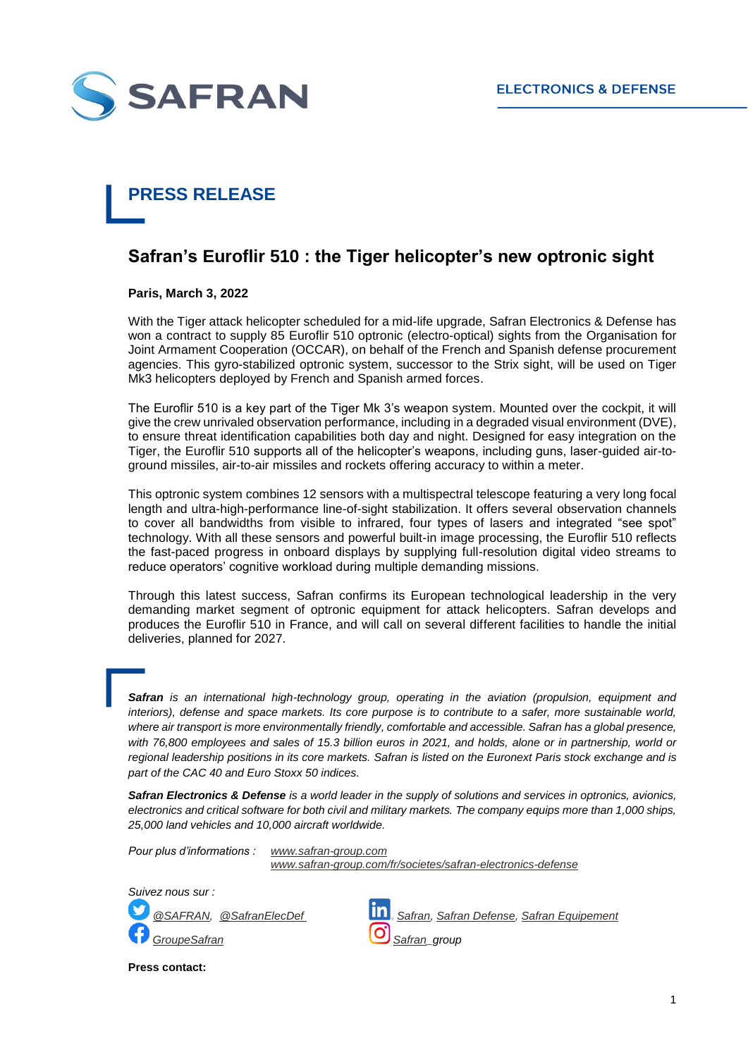SAFRAN

ELECTRONICS & DEFENSE

# PRESS RELEASE

## Safran's Euroflir 510 : the Tiger helicopter's new optronic sight

**Paris, March 3, 2022**

With the Tiger attack helicopter scheduled for a mid-life upgrade, Safran Electronics & Defense has won a contract to supply 85 Euroflir 510 optronic (electro-optical) sights from the Organisation for Joint Armament Cooperation (OCCAR), on behalf of the French and Spanish defense procurement agencies. This gyro-stabilized optronic system, successor to the Strix sight, will be used on Tiger Mk3 helicopters deployed by French and Spanish armed forces.

The Euroflir 510 is a key part of the Tiger Mk 3's weapon system. Mounted over the cockpit, it will give the crew unrivaled observation performance, including in a degraded visual environment (DVE), to ensure threat identification capabilities both day and night. Designed for easy integration on the Tiger, the Euroflir 510 supports all of the helicopter's weapons, including guns, laser-guided air-to-ground missiles, air-to-air missiles and rockets offering accuracy to within a meter.

This optronic system combines 12 sensors with a multispectral telescope featuring a very long focal length and ultra-high-performance line-of-sight stabilization. It offers several observation channels to cover all bandwidths from visible to infrared, four types of lasers and integrated "see spot" technology. With all these sensors and powerful built-in image processing, the Euroflir 510 reflects the fast-paced progress in onboard displays by supplying full-resolution digital video streams to reduce operators' cognitive workload during multiple demanding missions.

Through this latest success, Safran confirms its European technological leadership in the very demanding market segment of optronic equipment for attack helicopters. Safran develops and produces the Euroflir 510 in France, and will call on several different facilities to handle the initial deliveries, planned for 2027.

***Safran*** *is an international high-technology group, operating in the aviation (propulsion, equipment and interiors), defense and space markets. Its core purpose is to contribute to a safer, more sustainable world, where air transport is more environmentally friendly, comfortable and accessible. Safran has a global presence, with 76,800 employees and sales of 15.3 billion euros in 2021, and holds, alone or in partnership, world or regional leadership positions in its core markets. Safran is listed on the Euronext Paris stock exchange and is part of the CAC 40 and Euro Stoxx 50 indices.*

***Safran Electronics & Defense*** *is a world leader in the supply of solutions and services in optronics, avionics, electronics and critical software for both civil and military markets. The company equips more than 1,000 ships, 25,000 land vehicles and 10,000 aircraft worldwide.*

*Pour plus d'informations :* www.safran-group.com
www.safran-group.com/fr/societes/safran-electronics-defense

*Suivez nous sur :*

@SAFRAN, @SafranElecDef

GroupeSafran

Safran, Safran Defense, Safran Equipement

Safran_group

**Press contact:**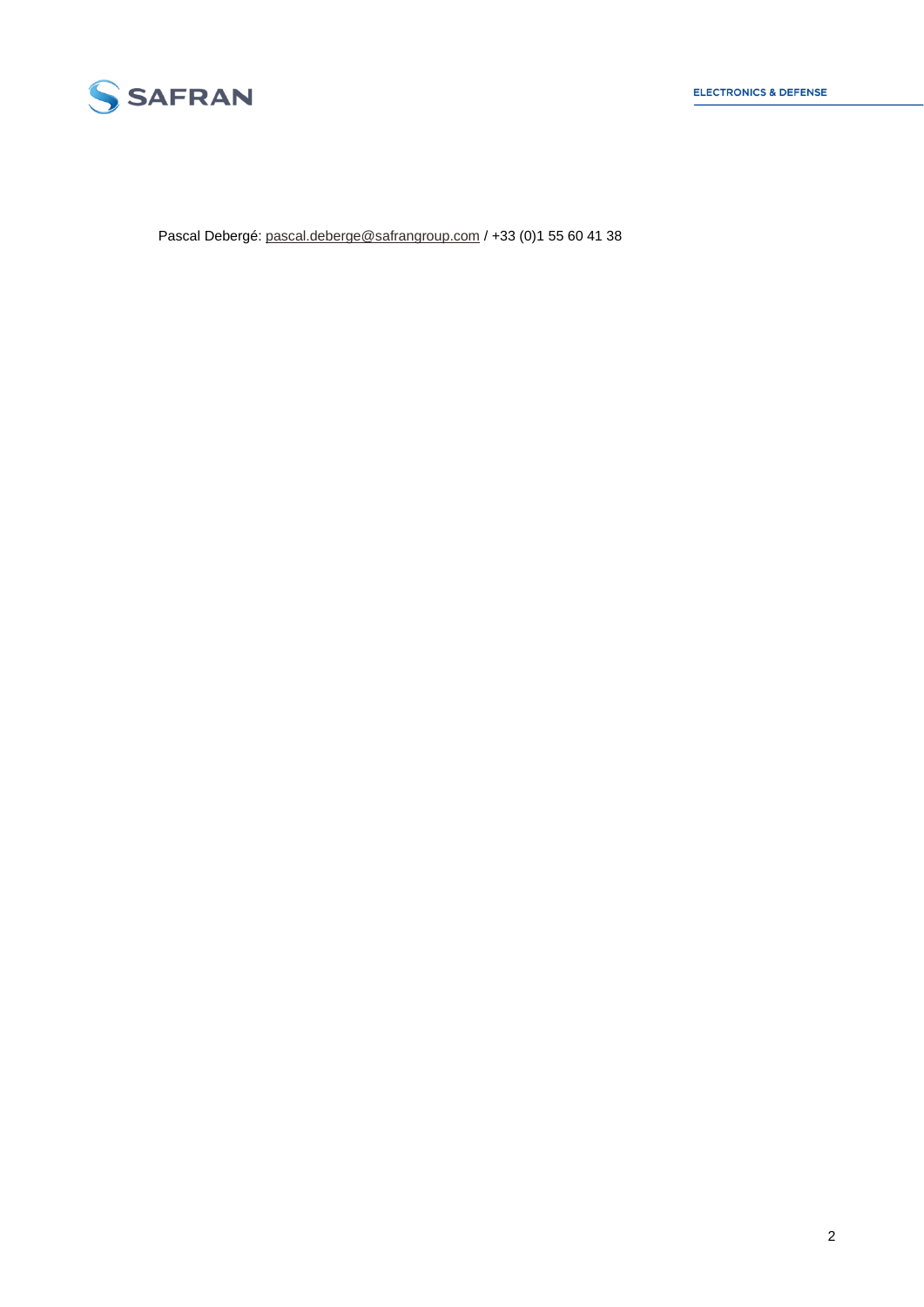Pascal Debergé: pascal.deberge@safrangroup.com / +33 (0)1 55 60 41 38